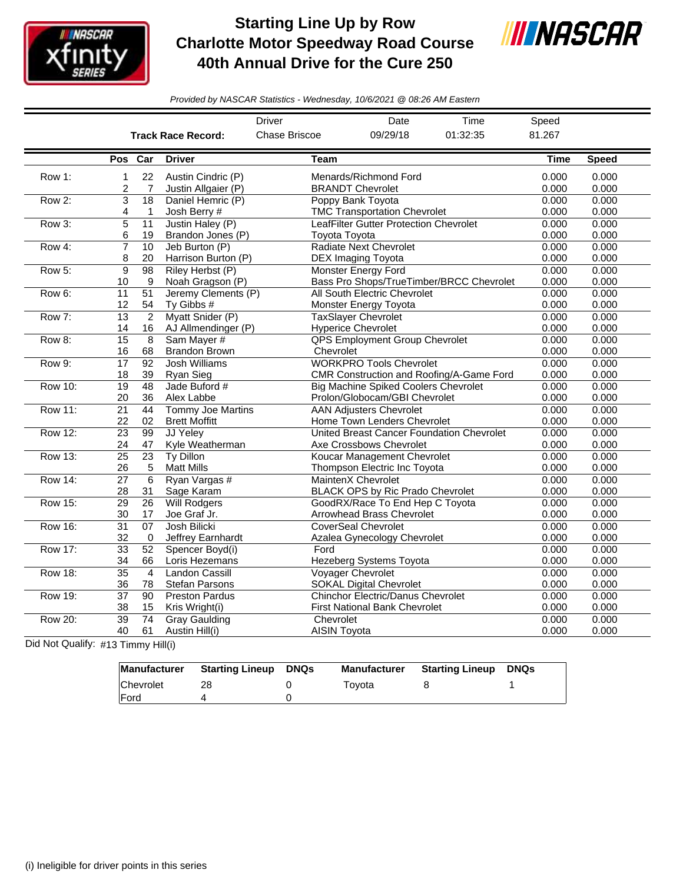# Starting Line Up by Row
# Charlotte Motor Speedway Road Course
# 40th Annual Drive for the Cure 250

*Provided by NASCAR Statistics - Wednesday, 10/6/2021 @ 08:26 AM Eastern*

| | Driver | Date | Time | Speed |
|---|---|---|---|---|
| **Track Race Record:** | Chase Briscoe | 09/29/18 | 01:32:35 | 81.267 |

| | Pos | Car | Driver | Team | Time | Speed |
|---|---|---|---|---|---|---|
| Row 1: | 1 | 22 | Austin Cindric (P) | Menards/Richmond Ford | 0.000 | 0.000 |
| | 2 | 7 | Justin Allgaier (P) | BRANDT Chevrolet | 0.000 | 0.000 |
| Row 2: | 3 | 18 | Daniel Hemric (P) | Poppy Bank Toyota | 0.000 | 0.000 |
| | 4 | 1 | Josh Berry # | TMC Transportation Chevrolet | 0.000 | 0.000 |
| Row 3: | 5 | 11 | Justin Haley (P) | LeafFilter Gutter Protection Chevrolet | 0.000 | 0.000 |
| | 6 | 19 | Brandon Jones (P) | Toyota Toyota | 0.000 | 0.000 |
| Row 4: | 7 | 10 | Jeb Burton (P) | Radiate Next Chevrolet | 0.000 | 0.000 |
| | 8 | 20 | Harrison Burton (P) | DEX Imaging Toyota | 0.000 | 0.000 |
| Row 5: | 9 | 98 | Riley Herbst (P) | Monster Energy Ford | 0.000 | 0.000 |
| | 10 | 9 | Noah Gragson (P) | Bass Pro Shops/TrueTimber/BRCC Chevrolet | 0.000 | 0.000 |
| Row 6: | 11 | 51 | Jeremy Clements (P) | All South Electric Chevrolet | 0.000 | 0.000 |
| | 12 | 54 | Ty Gibbs # | Monster Energy Toyota | 0.000 | 0.000 |
| Row 7: | 13 | 2 | Myatt Snider (P) | TaxSlayer Chevrolet | 0.000 | 0.000 |
| | 14 | 16 | AJ Allmendinger (P) | Hyperice Chevrolet | 0.000 | 0.000 |
| Row 8: | 15 | 8 | Sam Mayer # | QPS Employment Group Chevrolet | 0.000 | 0.000 |
| | 16 | 68 | Brandon Brown | Chevrolet | 0.000 | 0.000 |
| Row 9: | 17 | 92 | Josh Williams | WORKPRO Tools Chevrolet | 0.000 | 0.000 |
| | 18 | 39 | Ryan Sieg | CMR Construction and Roofing/A-Game Ford | 0.000 | 0.000 |
| Row 10: | 19 | 48 | Jade Buford # | Big Machine Spiked Coolers Chevrolet | 0.000 | 0.000 |
| | 20 | 36 | Alex Labbe | Prolon/Globocam/GBI Chevrolet | 0.000 | 0.000 |
| Row 11: | 21 | 44 | Tommy Joe Martins | AAN Adjusters Chevrolet | 0.000 | 0.000 |
| | 22 | 02 | Brett Moffitt | Home Town Lenders Chevrolet | 0.000 | 0.000 |
| Row 12: | 23 | 99 | JJ Yeley | United Breast Cancer Foundation Chevrolet | 0.000 | 0.000 |
| | 24 | 47 | Kyle Weatherman | Axe Crossbows Chevrolet | 0.000 | 0.000 |
| Row 13: | 25 | 23 | Ty Dillon | Koucar Management Chevrolet | 0.000 | 0.000 |
| | 26 | 5 | Matt Mills | Thompson Electric Inc Toyota | 0.000 | 0.000 |
| Row 14: | 27 | 6 | Ryan Vargas # | MaintenX Chevrolet | 0.000 | 0.000 |
| | 28 | 31 | Sage Karam | BLACK OPS by Ric Prado Chevrolet | 0.000 | 0.000 |
| Row 15: | 29 | 26 | Will Rodgers | GoodRX/Race To End Hep C Toyota | 0.000 | 0.000 |
| | 30 | 17 | Joe Graf Jr. | Arrowhead Brass Chevrolet | 0.000 | 0.000 |
| Row 16: | 31 | 07 | Josh Bilicki | CoverSeal Chevrolet | 0.000 | 0.000 |
| | 32 | 0 | Jeffrey Earnhardt | Azalea Gynecology Chevrolet | 0.000 | 0.000 |
| Row 17: | 33 | 52 | Spencer Boyd(i) | Ford | 0.000 | 0.000 |
| | 34 | 66 | Loris Hezemans | Hezeberg Systems Toyota | 0.000 | 0.000 |
| Row 18: | 35 | 4 | Landon Cassill | Voyager Chevrolet | 0.000 | 0.000 |
| | 36 | 78 | Stefan Parsons | SOKAL Digital Chevrolet | 0.000 | 0.000 |
| Row 19: | 37 | 90 | Preston Pardus | Chinchor Electric/Danus Chevrolet | 0.000 | 0.000 |
| | 38 | 15 | Kris Wright(i) | First National Bank Chevrolet | 0.000 | 0.000 |
| Row 20: | 39 | 74 | Gray Gaulding | Chevrolet | 0.000 | 0.000 |
| | 40 | 61 | Austin Hill(i) | AISIN Toyota | 0.000 | 0.000 |

Did Not Qualify: #13 Timmy Hill(i)

| Manufacturer | Starting Lineup | DNQs | Manufacturer | Starting Lineup | DNQs |
|---|---|---|---|---|---|
| Chevrolet | 28 | 0 | Toyota | 8 | 1 |
| Ford | 4 | 0 | | | |

(i) Ineligible for driver points in this series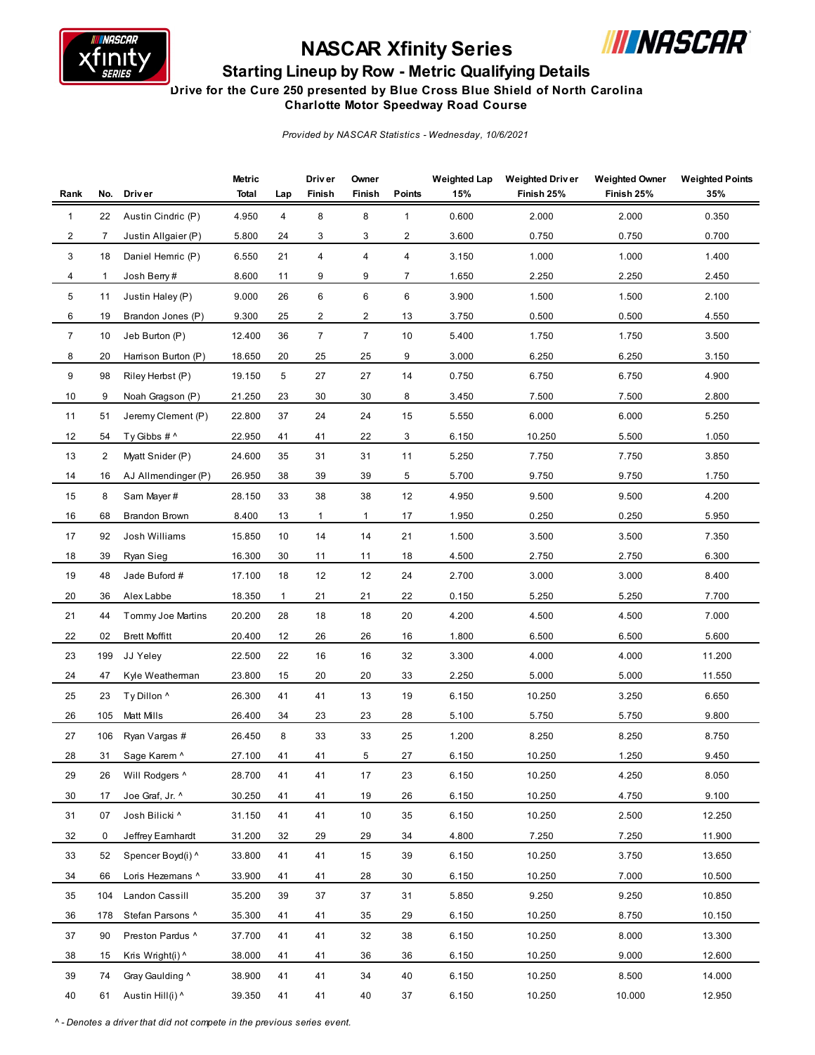# NASCAR Xfinity Series

## Starting Lineup by Row - Metric Qualifying Details

### Drive for the Cure 250 presented by Blue Cross Blue Shield of North Carolina
### Charlotte Motor Speedway Road Course

*Provided by NASCAR Statistics - Wednesday, 10/6/2021*

| Rank | No. | Driver | Metric Total | Lap | Driver Finish | Owner Finish | Points | Weighted Lap 15% | Weighted Driver Finish 25% | Weighted Owner Finish 25% | Weighted Points 35% |
|---|---|---|---|---|---|---|---|---|---|---|---|
| 1 | 22 | Austin Cindric (P) | 4.950 | 4 | 8 | 8 | 1 | 0.600 | 2.000 | 2.000 | 0.350 |
| 2 | 7 | Justin Allgaier (P) | 5.800 | 24 | 3 | 3 | 2 | 3.600 | 0.750 | 0.750 | 0.700 |
| 3 | 18 | Daniel Hemric (P) | 6.550 | 21 | 4 | 4 | 4 | 3.150 | 1.000 | 1.000 | 1.400 |
| 4 | 1 | Josh Berry # | 8.600 | 11 | 9 | 9 | 7 | 1.650 | 2.250 | 2.250 | 2.450 |
| 5 | 11 | Justin Haley (P) | 9.000 | 26 | 6 | 6 | 6 | 3.900 | 1.500 | 1.500 | 2.100 |
| 6 | 19 | Brandon Jones (P) | 9.300 | 25 | 2 | 2 | 13 | 3.750 | 0.500 | 0.500 | 4.550 |
| 7 | 10 | Jeb Burton (P) | 12.400 | 36 | 7 | 7 | 10 | 5.400 | 1.750 | 1.750 | 3.500 |
| 8 | 20 | Harrison Burton (P) | 18.650 | 20 | 25 | 25 | 9 | 3.000 | 6.250 | 6.250 | 3.150 |
| 9 | 98 | Riley Herbst (P) | 19.150 | 5 | 27 | 27 | 14 | 0.750 | 6.750 | 6.750 | 4.900 |
| 10 | 9 | Noah Gragson (P) | 21.250 | 23 | 30 | 30 | 8 | 3.450 | 7.500 | 7.500 | 2.800 |
| 11 | 51 | Jeremy Clement (P) | 22.800 | 37 | 24 | 24 | 15 | 5.550 | 6.000 | 6.000 | 5.250 |
| 12 | 54 | Ty Gibbs # ^ | 22.950 | 41 | 41 | 22 | 3 | 6.150 | 10.250 | 5.500 | 1.050 |
| 13 | 2 | Myatt Snider (P) | 24.600 | 35 | 31 | 31 | 11 | 5.250 | 7.750 | 7.750 | 3.850 |
| 14 | 16 | AJ Allmendinger (P) | 26.950 | 38 | 39 | 39 | 5 | 5.700 | 9.750 | 9.750 | 1.750 |
| 15 | 8 | Sam Mayer # | 28.150 | 33 | 38 | 38 | 12 | 4.950 | 9.500 | 9.500 | 4.200 |
| 16 | 68 | Brandon Brown | 8.400 | 13 | 1 | 1 | 17 | 1.950 | 0.250 | 0.250 | 5.950 |
| 17 | 92 | Josh Williams | 15.850 | 10 | 14 | 14 | 21 | 1.500 | 3.500 | 3.500 | 7.350 |
| 18 | 39 | Ryan Sieg | 16.300 | 30 | 11 | 11 | 18 | 4.500 | 2.750 | 2.750 | 6.300 |
| 19 | 48 | Jade Buford # | 17.100 | 18 | 12 | 12 | 24 | 2.700 | 3.000 | 3.000 | 8.400 |
| 20 | 36 | Alex Labbe | 18.350 | 1 | 21 | 21 | 22 | 0.150 | 5.250 | 5.250 | 7.700 |
| 21 | 44 | Tommy Joe Martins | 20.200 | 28 | 18 | 18 | 20 | 4.200 | 4.500 | 4.500 | 7.000 |
| 22 | 02 | Brett Moffitt | 20.400 | 12 | 26 | 26 | 16 | 1.800 | 6.500 | 6.500 | 5.600 |
| 23 | 199 | JJ Yeley | 22.500 | 22 | 16 | 16 | 32 | 3.300 | 4.000 | 4.000 | 11.200 |
| 24 | 47 | Kyle Weatherman | 23.800 | 15 | 20 | 20 | 33 | 2.250 | 5.000 | 5.000 | 11.550 |
| 25 | 23 | Ty Dillon ^ | 26.300 | 41 | 41 | 13 | 19 | 6.150 | 10.250 | 3.250 | 6.650 |
| 26 | 105 | Matt Mills | 26.400 | 34 | 23 | 23 | 28 | 5.100 | 5.750 | 5.750 | 9.800 |
| 27 | 106 | Ryan Vargas # | 26.450 | 8 | 33 | 33 | 25 | 1.200 | 8.250 | 8.250 | 8.750 |
| 28 | 31 | Sage Karem ^ | 27.100 | 41 | 41 | 5 | 27 | 6.150 | 10.250 | 1.250 | 9.450 |
| 29 | 26 | Will Rodgers ^ | 28.700 | 41 | 41 | 17 | 23 | 6.150 | 10.250 | 4.250 | 8.050 |
| 30 | 17 | Joe Graf, Jr. ^ | 30.250 | 41 | 41 | 19 | 26 | 6.150 | 10.250 | 4.750 | 9.100 |
| 31 | 07 | Josh Bilicki ^ | 31.150 | 41 | 41 | 10 | 35 | 6.150 | 10.250 | 2.500 | 12.250 |
| 32 | 0 | Jeffrey Earnhardt | 31.200 | 32 | 29 | 29 | 34 | 4.800 | 7.250 | 7.250 | 11.900 |
| 33 | 52 | Spencer Boyd(i) ^ | 33.800 | 41 | 41 | 15 | 39 | 6.150 | 10.250 | 3.750 | 13.650 |
| 34 | 66 | Loris Hezemans ^ | 33.900 | 41 | 41 | 28 | 30 | 6.150 | 10.250 | 7.000 | 10.500 |
| 35 | 104 | Landon Cassill | 35.200 | 39 | 37 | 37 | 31 | 5.850 | 9.250 | 9.250 | 10.850 |
| 36 | 178 | Stefan Parsons ^ | 35.300 | 41 | 41 | 35 | 29 | 6.150 | 10.250 | 8.750 | 10.150 |
| 37 | 90 | Preston Pardus ^ | 37.700 | 41 | 41 | 32 | 38 | 6.150 | 10.250 | 8.000 | 13.300 |
| 38 | 15 | Kris Wright(i) ^ | 38.000 | 41 | 41 | 36 | 36 | 6.150 | 10.250 | 9.000 | 12.600 |
| 39 | 74 | Gray Gaulding ^ | 38.900 | 41 | 41 | 34 | 40 | 6.150 | 10.250 | 8.500 | 14.000 |
| 40 | 61 | Austin Hill(i) ^ | 39.350 | 41 | 41 | 40 | 37 | 6.150 | 10.250 | 10.000 | 12.950 |

*^ - Denotes a driver that did not compete in the previous series event.*